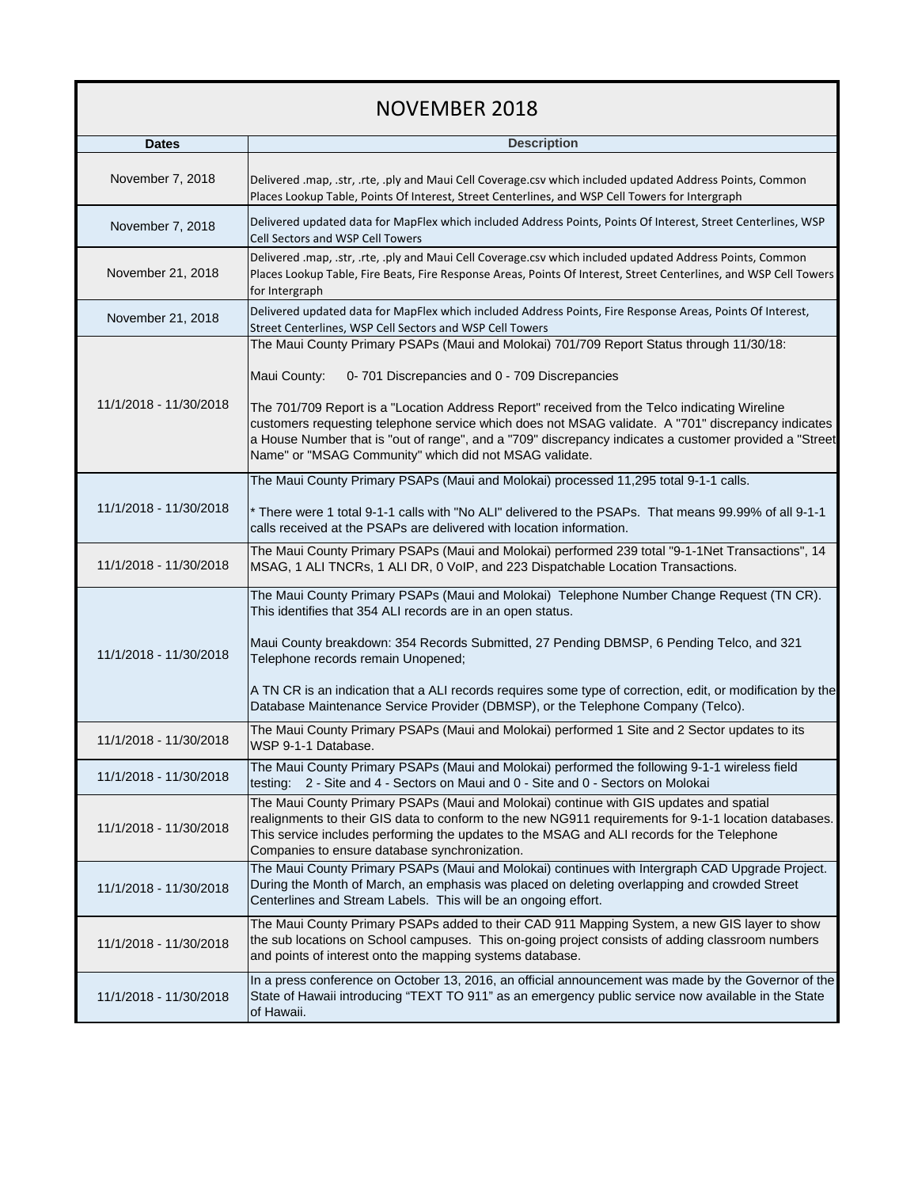| NOVEMBER 2018 | |
|---|---|
| **Dates** | **Description** |
| November 7, 2018 | Delivered .map, .str, .rte, .ply and Maui Cell Coverage.csv which included updated Address Points, Common Places Lookup Table, Points Of Interest, Street Centerlines, and WSP Cell Towers for Intergraph |
| November 7, 2018 | Delivered updated data for MapFlex which included Address Points, Points Of Interest, Street Centerlines, WSP Cell Sectors and WSP Cell Towers |
| November 21, 2018 | Delivered .map, .str, .rte, .ply and Maui Cell Coverage.csv which included updated Address Points, Common Places Lookup Table, Fire Beats, Fire Response Areas, Points Of Interest, Street Centerlines, and WSP Cell Towers for Intergraph |
| November 21, 2018 | Delivered updated data for MapFlex which included Address Points, Fire Response Areas, Points Of Interest, Street Centerlines, WSP Cell Sectors and WSP Cell Towers |
| 11/1/2018 - 11/30/2018 | The Maui County Primary PSAPs (Maui and Molokai) 701/709 Report Status through 11/30/18:<br><br>Maui County: 0- 701 Discrepancies and 0 - 709 Discrepancies<br><br>The 701/709 Report is a "Location Address Report" received from the Telco indicating Wireline customers requesting telephone service which does not MSAG validate. A "701" discrepancy indicates a House Number that is "out of range", and a "709" discrepancy indicates a customer provided a "Street Name" or "MSAG Community" which did not MSAG validate. |
| 11/1/2018 - 11/30/2018 | The Maui County Primary PSAPs (Maui and Molokai) processed 11,295 total 9-1-1 calls.<br><br>* There were 1 total 9-1-1 calls with "No ALI" delivered to the PSAPs. That means 99.99% of all 9-1-1 calls received at the PSAPs are delivered with location information. |
| 11/1/2018 - 11/30/2018 | The Maui County Primary PSAPs (Maui and Molokai) performed 239 total "9-1-1Net Transactions", 14 MSAG, 1 ALI TNCRs, 1 ALI DR, 0 VoIP, and 223 Dispatchable Location Transactions. |
| 11/1/2018 - 11/30/2018 | The Maui County Primary PSAPs (Maui and Molokai) Telephone Number Change Request (TN CR). This identifies that 354 ALI records are in an open status.<br><br>Maui County breakdown: 354 Records Submitted, 27 Pending DBMSP, 6 Pending Telco, and 321 Telephone records remain Unopened;<br><br>A TN CR is an indication that a ALI records requires some type of correction, edit, or modification by the Database Maintenance Service Provider (DBMSP), or the Telephone Company (Telco). |
| 11/1/2018 - 11/30/2018 | The Maui County Primary PSAPs (Maui and Molokai) performed 1 Site and 2 Sector updates to its WSP 9-1-1 Database. |
| 11/1/2018 - 11/30/2018 | The Maui County Primary PSAPs (Maui and Molokai) performed the following 9-1-1 wireless field testing: 2 - Site and 4 - Sectors on Maui and 0 - Site and 0 - Sectors on Molokai |
| 11/1/2018 - 11/30/2018 | The Maui County Primary PSAPs (Maui and Molokai) continue with GIS updates and spatial realignments to their GIS data to conform to the new NG911 requirements for 9-1-1 location databases. This service includes performing the updates to the MSAG and ALI records for the Telephone Companies to ensure database synchronization. |
| 11/1/2018 - 11/30/2018 | The Maui County Primary PSAPs (Maui and Molokai) continues with Intergraph CAD Upgrade Project. During the Month of March, an emphasis was placed on deleting overlapping and crowded Street Centerlines and Stream Labels. This will be an ongoing effort. |
| 11/1/2018 - 11/30/2018 | The Maui County Primary PSAPs added to their CAD 911 Mapping System, a new GIS layer to show the sub locations on School campuses. This on-going project consists of adding classroom numbers and points of interest onto the mapping systems database. |
| 11/1/2018 - 11/30/2018 | In a press conference on October 13, 2016, an official announcement was made by the Governor of the State of Hawaii introducing "TEXT TO 911" as an emergency public service now available in the State of Hawaii. |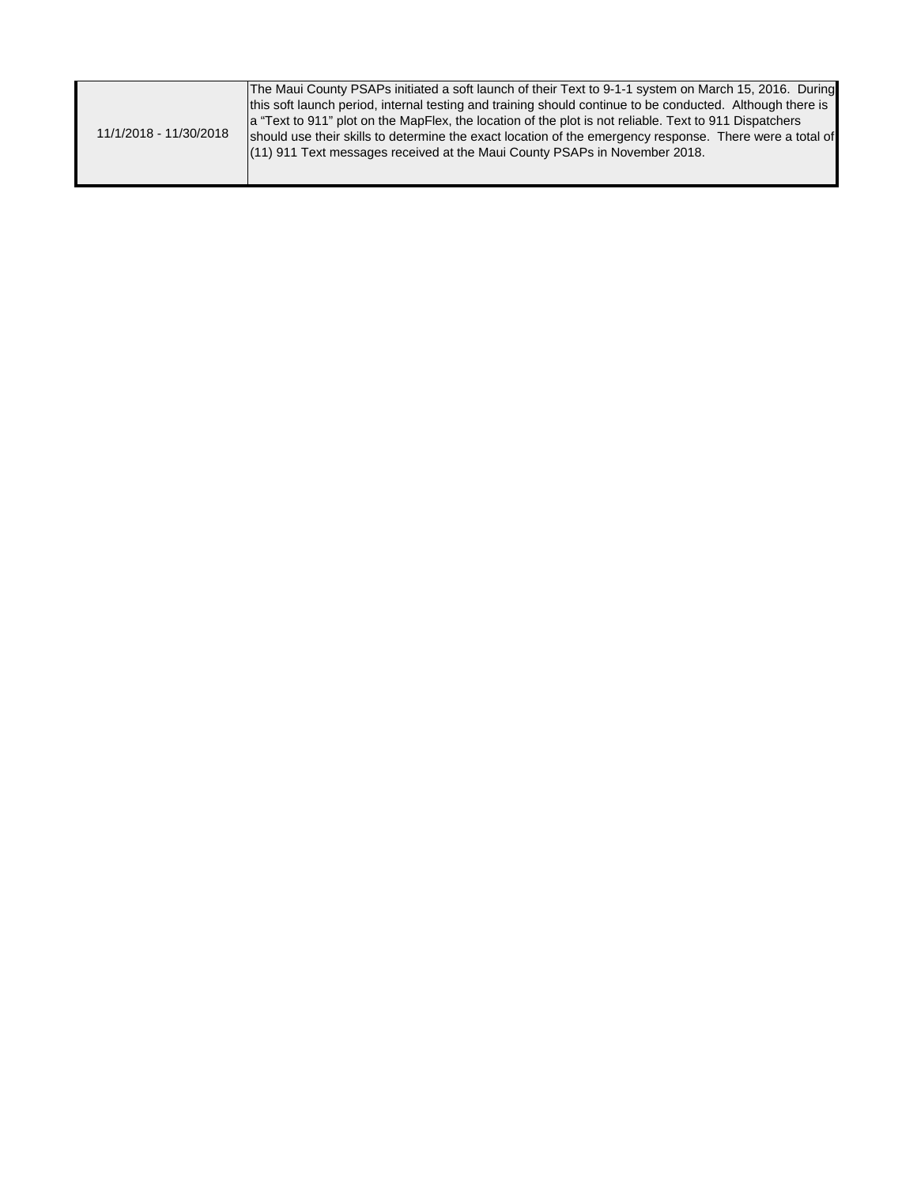| | |
|---|---|
| 11/1/2018 - 11/30/2018 | The Maui County PSAPs initiated a soft launch of their Text to 9-1-1 system on March 15, 2016. During this soft launch period, internal testing and training should continue to be conducted. Although there is a "Text to 911" plot on the MapFlex, the location of the plot is not reliable. Text to 911 Dispatchers should use their skills to determine the exact location of the emergency response. There were a total of (11) 911 Text messages received at the Maui County PSAPs in November 2018. |